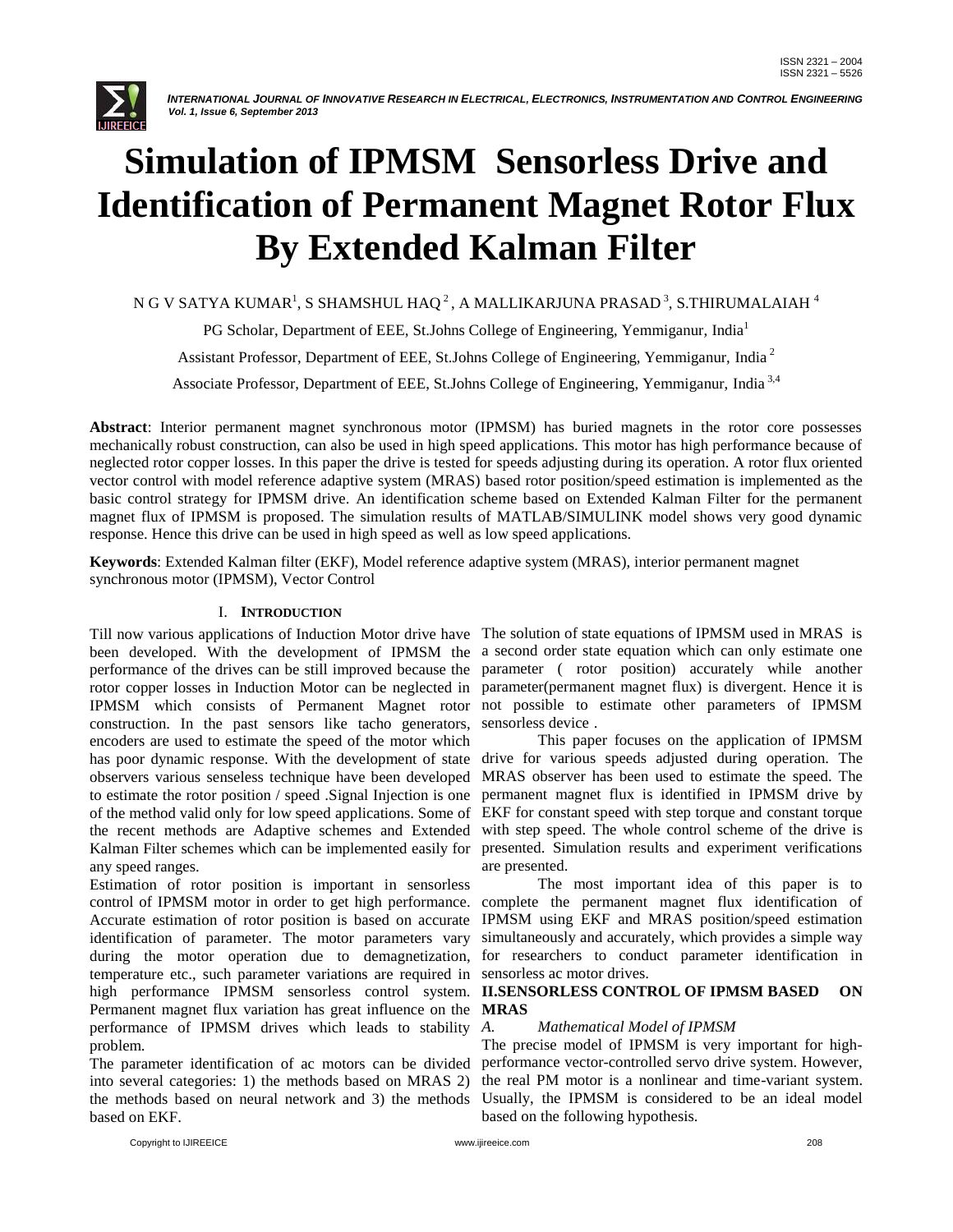# Simulation of IPMSM Sensorless Drive and Identification of Permanent Magnet Rotor Flux By Extended Kalman Filter

N G V SATYA KUMAR[1], S SHAMSHUL HAQ[2], A MALLIKARJUNA PRASAD[3], S.THIRUMALAIAH[4]

PG Scholar, Department of EEE, St.Johns College of Engineering, Yemmiganur, India[1]

Assistant Professor, Department of EEE, St.Johns College of Engineering, Yemmiganur, India[2]

Associate Professor, Department of EEE, St.Johns College of Engineering, Yemmiganur, India[3,4]

**Abstract**: Interior permanent magnet synchronous motor (IPMSM) has buried magnets in the rotor core possesses mechanically robust construction, can also be used in high speed applications. This motor has high performance because of neglected rotor copper losses. In this paper the drive is tested for speeds adjusting during its operation. A rotor flux oriented vector control with model reference adaptive system (MRAS) based rotor position/speed estimation is implemented as the basic control strategy for IPMSM drive. An identification scheme based on Extended Kalman Filter for the permanent magnet flux of IPMSM is proposed. The simulation results of MATLAB/SIMULINK model shows very good dynamic response. Hence this drive can be used in high speed as well as low speed applications.

**Keywords**: Extended Kalman filter (EKF), Model reference adaptive system (MRAS), interior permanent magnet synchronous motor (IPMSM), Vector Control

## I. INTRODUCTION

Till now various applications of Induction Motor drive have been developed. With the development of IPMSM the performance of the drives can be still improved because the rotor copper losses in Induction Motor can be neglected in IPMSM which consists of Permanent Magnet rotor construction. In the past sensors like tacho generators, encoders are used to estimate the speed of the motor which has poor dynamic response. With the development of state observers various senseless technique have been developed to estimate the rotor position / speed .Signal Injection is one of the method valid only for low speed applications. Some of the recent methods are Adaptive schemes and Extended Kalman Filter schemes which can be implemented easily for any speed ranges.

Estimation of rotor position is important in sensorless control of IPMSM motor in order to get high performance. Accurate estimation of rotor position is based on accurate identification of parameter. The motor parameters vary during the motor operation due to demagnetization, temperature etc., such parameter variations are required in high performance IPMSM sensorless control system. Permanent magnet flux variation has great influence on the performance of IPMSM drives which leads to stability problem.

The parameter identification of ac motors can be divided into several categories: 1) the methods based on MRAS 2) the methods based on neural network and 3) the methods based on EKF.

The solution of state equations of IPMSM used in MRAS is a second order state equation which can only estimate one parameter ( rotor position) accurately while another parameter(permanent magnet flux) is divergent. Hence it is not possible to estimate other parameters of IPMSM sensorless device .

This paper focuses on the application of IPMSM drive for various speeds adjusted during operation. The MRAS observer has been used to estimate the speed. The permanent magnet flux is identified in IPMSM drive by EKF for constant speed with step torque and constant torque with step speed. The whole control scheme of the drive is presented. Simulation results and experiment verifications are presented.

The most important idea of this paper is to complete the permanent magnet flux identification of IPMSM using EKF and MRAS position/speed estimation simultaneously and accurately, which provides a simple way for researchers to conduct parameter identification in sensorless ac motor drives.

## II. SENSORLESS CONTROL OF IPMSM BASED ON MRAS

### *A. Mathematical Model of IPMSM*

The precise model of IPMSM is very important for high-performance vector-controlled servo drive system. However, the real PM motor is a nonlinear and time-variant system. Usually, the IPMSM is considered to be an ideal model based on the following hypothesis.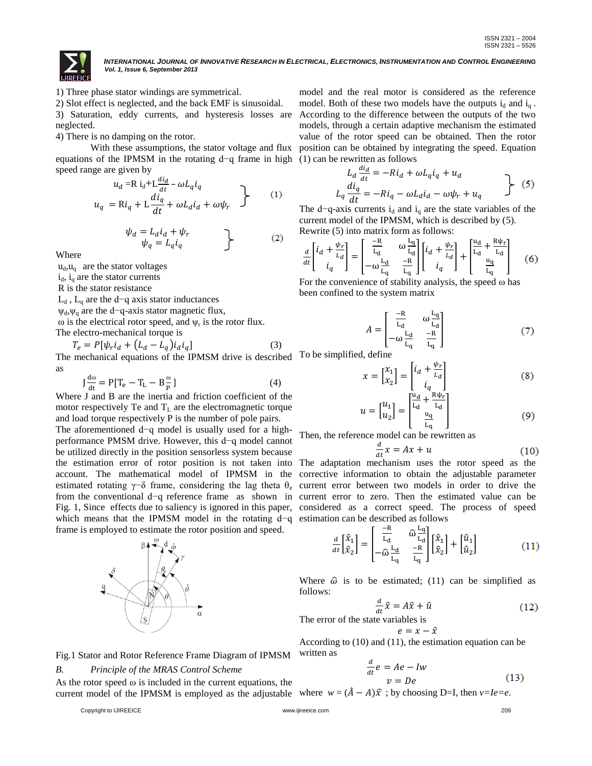1) Three phase stator windings are symmetrical.

2) Slot effect is neglected, and the back EMF is sinusoidal.

3) Saturation, eddy currents, and hysteresis losses are neglected.

4) There is no damping on the rotor.

With these assumptions, the stator voltage and flux equations of the IPMSM in the rotating d−q frame in high speed range are given by

$$\left.\begin{aligned} u_d &= R\, i_d + L\frac{di_d}{dt} - \omega L_q i_q \\ u_q &= R i_q + L\frac{di_q}{dt} + \omega L_d i_d + \omega\psi_r \end{aligned}\right\} \quad (1)$$

$$\left.\begin{aligned} \psi_d &= L_d i_d + \psi_r \\ \psi_q &= L_q i_q \end{aligned}\right\} \quad (2)$$

Where

$u_d, u_q$ are the stator voltages

$i_d$, $i_q$ are the stator currents

R is the stator resistance

$L_d$, $L_q$ are the d−q axis stator inductances

$\psi_d, \psi_q$ are the d−q-axis stator magnetic flux,

$\omega$ is the electrical rotor speed, and $\psi_r$ is the rotor flux.

The electro-mechanical torque is

$$T_e = P[\psi_r i_d + (L_d - L_q) i_d i_q] \quad (3)$$

The mechanical equations of the IPMSM drive is described as

$$J\frac{d\omega}{dt} = P[T_e - T_L - B\frac{\omega}{P}] \quad (4)$$

Where J and B are the inertia and friction coefficient of the motor respectively Te and $T_L$ are the electromagnetic torque and load torque respectively P is the number of pole pairs.

The aforementioned d−q model is usually used for a high-performance PMSM drive. However, this d−q model cannot be utilized directly in the position sensorless system because the estimation error of rotor position is not taken into account. The mathematical model of IPMSM in the estimated rotating γ−δ frame, considering the lag theta $\theta_e$ from the conventional d−q reference frame as shown in Fig. 1, Since effects due to saliency is ignored in this paper, which means that the IPMSM model in the rotating d−q frame is employed to estimate the rotor position and speed.

Fig.1 Stator and Rotor Reference Frame Diagram of IPMSM

*B. Principle of the MRAS Control Scheme*

As the rotor speed ω is included in the current equations, the current model of the IPMSM is employed as the adjustable model and the real motor is considered as the reference model. Both of these two models have the outputs $i_d$ and $i_q$. According to the difference between the outputs of the two models, through a certain adaptive mechanism the estimated value of the rotor speed can be obtained. Then the rotor position can be obtained by integrating the speed. Equation (1) can be rewritten as follows

$$\left.\begin{aligned} L_d\frac{di_d}{dt} &= -Ri_d + \omega L_q i_q + u_d \\ L_q\frac{di_q}{dt} &= -Ri_q - \omega L_d i_d - \omega\psi_r + u_q \end{aligned}\right\} \quad (5)$$

The d−q-axis currents $i_d$ and $i_q$ are the state variables of the current model of the IPMSM, which is described by (5). Rewrite (5) into matrix form as follows:

$$\frac{d}{dt}\begin{bmatrix} i_d + \frac{\psi_r}{L_d} \\ i_q \end{bmatrix} = \begin{bmatrix} \frac{-R}{L_d} & \omega\frac{L_q}{L_d} \\ -\omega\frac{L_d}{L_q} & \frac{-R}{L_q} \end{bmatrix}\begin{bmatrix} i_d + \frac{\psi_r}{L_d} \\ i_q \end{bmatrix} + \begin{bmatrix} \frac{u_d}{L_d} + \frac{R\psi_r}{L_d} \\ \frac{u_q}{L_q} \end{bmatrix} \quad (6)$$

For the convenience of stability analysis, the speed ω has been confined to the system matrix

$$A = \begin{bmatrix} \frac{-R}{L_d} & \omega\frac{L_q}{L_d} \\ -\omega\frac{L_d}{L_q} & \frac{-R}{L_q} \end{bmatrix} \quad (7)$$

To be simplified, define

$$x = \begin{bmatrix} x_1 \\ x_2 \end{bmatrix} = \begin{bmatrix} i_d + \frac{\psi_r}{L_d} \\ i_q \end{bmatrix} \quad (8)$$

$$u = \begin{bmatrix} u_1 \\ u_2 \end{bmatrix} = \begin{bmatrix} \frac{u_d}{L_d} + \frac{R\psi_r}{L_d} \\ \frac{u_q}{L_q} \end{bmatrix} \quad (9)$$

Then, the reference model can be rewritten as

$$\frac{d}{dt}x = Ax + u \quad (10)$$

The adaptation mechanism uses the rotor speed as the corrective information to obtain the adjustable parameter current error between two models in order to drive the current error to zero. Then the estimated value can be considered as a correct speed. The process of speed estimation can be described as follows

$$\frac{d}{dt}\begin{bmatrix} \hat{x}_1 \\ \hat{x}_2 \end{bmatrix} = \begin{bmatrix} \frac{-R}{L_d} & \hat{\omega}\frac{L_q}{L_d} \\ -\hat{\omega}\frac{L_d}{L_q} & \frac{-R}{L_q} \end{bmatrix}\begin{bmatrix} \hat{x}_1 \\ \hat{x}_2 \end{bmatrix} + \begin{bmatrix} \hat{u}_1 \\ \hat{u}_2 \end{bmatrix} \quad (11)$$

Where $\hat{\omega}$ is to be estimated; (11) can be simplified as follows:

$$\frac{d}{dt}\hat{x} = A\hat{x} + \hat{u} \quad (12)$$

The error of the state variables is

$$e = x - \hat{x}$$

According to (10) and (11), the estimation equation can be written as

$$\begin{aligned} \frac{d}{dt}e &= Ae - Iw \\ v &= De \end{aligned} \quad (13)$$

where $w = (\hat{A} - A)\hat{x}$ ; by choosing D=I, then $v = Ie = e$.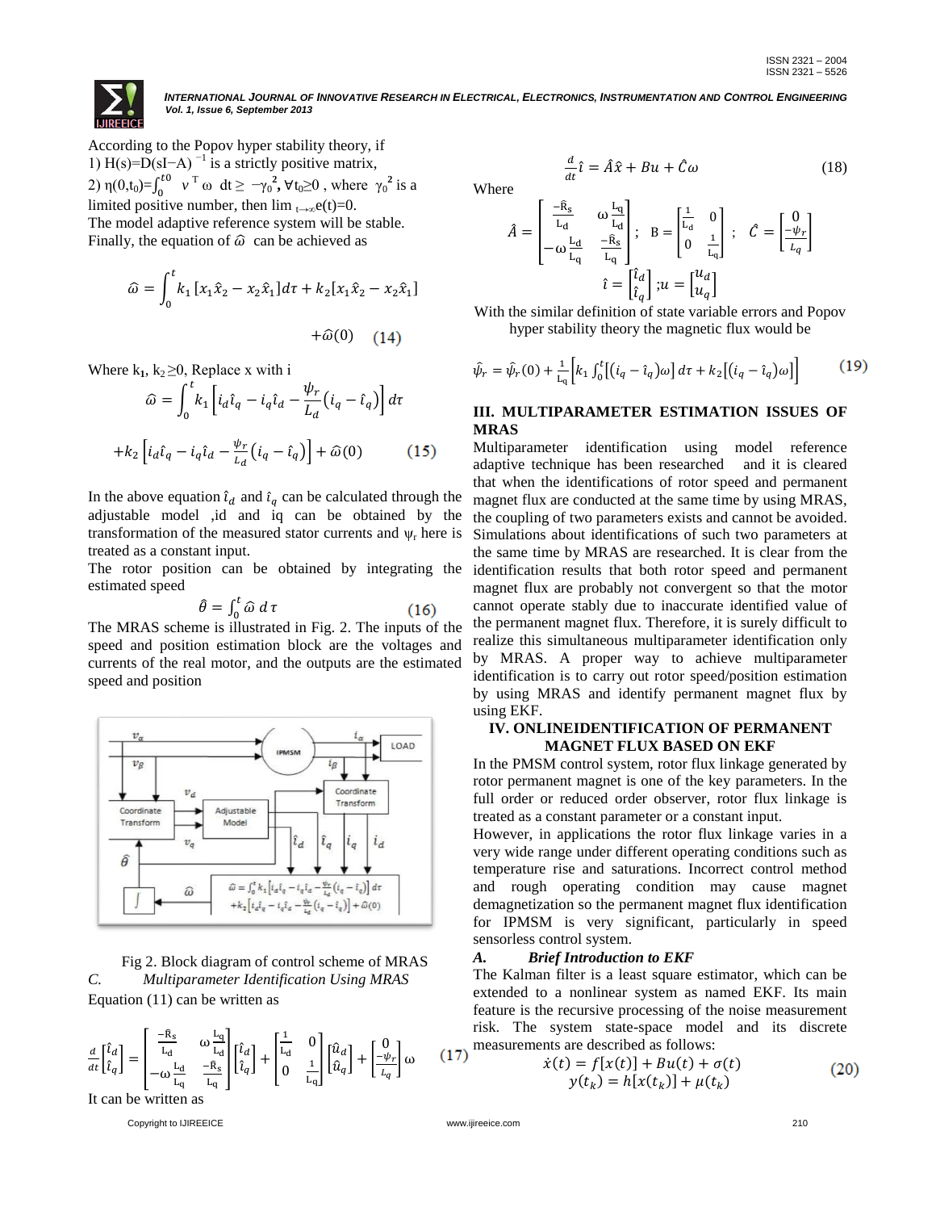According to the Popov hyper stability theory, if

1) $H(s)=D(sI-A)^{-1}$ is a strictly positive matrix,

2) $\eta(0,t_0)=\int_0^{t0} v^T \omega \ dt \geq -\gamma_0^2, \forall t_0 \geq 0$ , where $\gamma_0^2$ is a limited positive number, then $\lim_{t\to\infty} e(t)=0$.

The model adaptive reference system will be stable.

Finally, the equation of $\hat{\omega}$ can be achieved as

$$\hat{\omega} = \int_0^t k_1 [x_1\hat{x}_2 - x_2\hat{x}_1] d\tau + k_2[x_1\hat{x}_2 - x_2\hat{x}_1] + \hat{\omega}(0) \quad (14)$$

Where $k_1, k_2 \geq 0$, Replace x with i

$$\hat{\omega} = \int_0^t k_1 \left[ i_d\hat{\imath}_q - i_q\hat{\imath}_d - \frac{\psi_r}{L_d}(i_q - \hat{\imath}_q) \right] d\tau + k_2 \left[ i_d\hat{\imath}_q - i_q\hat{\imath}_d - \frac{\psi_r}{L_d}(i_q - \hat{\imath}_q) \right] + \hat{\omega}(0) \quad (15)$$

In the above equation $\hat{\imath}_d$ and $\hat{\imath}_q$ can be calculated through the adjustable model ,id and iq can be obtained by the transformation of the measured stator currents and $\psi_r$ here is treated as a constant input.

The rotor position can be obtained by integrating the estimated speed

$$\hat{\theta} = \int_0^t \hat{\omega} \, d\tau \quad (16)$$

The MRAS scheme is illustrated in Fig. 2. The inputs of the speed and position estimation block are the voltages and currents of the real motor, and the outputs are the estimated speed and position

Fig 2. Block diagram of control scheme of MRAS

### *C. Multiparameter Identification Using MRAS*

Equation (11) can be written as

$$\frac{d}{dt}\begin{bmatrix}\hat{\imath}_d\\ \hat{\imath}_q\end{bmatrix} = \begin{bmatrix} \frac{-\hat{R}_s}{L_d} & \omega\frac{L_q}{L_d} \\ -\omega\frac{L_d}{L_q} & \frac{-\hat{R}_s}{L_q}\end{bmatrix}\begin{bmatrix}\hat{\imath}_d\\ \hat{\imath}_q\end{bmatrix} + \begin{bmatrix}\frac{1}{L_d} & 0\\ 0 & \frac{1}{L_q}\end{bmatrix}\begin{bmatrix}\hat{u}_d\\ \hat{u}_q\end{bmatrix} + \begin{bmatrix}0\\ \frac{-\psi_r}{L_q}\end{bmatrix}\omega \quad (17)$$

It can be written as

$$\frac{d}{dt}\hat{\imath} = \hat{A}\hat{x} + Bu + \hat{C}\omega \quad (18)$$

Where

$$\hat{A} = \begin{bmatrix} \frac{-\hat{R}_s}{L_d} & \omega\frac{L_q}{L_d} \\ -\omega\frac{L_d}{L_q} & \frac{-\hat{R}_s}{L_q}\end{bmatrix}; \quad B = \begin{bmatrix}\frac{1}{L_d} & 0\\ 0 & \frac{1}{L_q}\end{bmatrix}; \quad \hat{C} = \begin{bmatrix}0\\ \frac{-\psi_r}{L_q}\end{bmatrix}$$

$$\hat{\imath} = \begin{bmatrix}\hat{\imath}_d\\ \hat{\imath}_q\end{bmatrix}; u = \begin{bmatrix}u_d\\ u_q\end{bmatrix}$$

With the similar definition of state variable errors and Popov hyper stability theory the magnetic flux would be

$$\hat{\psi}_r = \hat{\psi}_r(0) + \frac{1}{L_q}\left[k_1 \int_0^t [(i_q - \hat{\imath}_q)\omega] \, d\tau + k_2[(i_q - \hat{\imath}_q)\omega]\right] \quad (19)$$

## III. MULTIPARAMETER ESTIMATION ISSUES OF MRAS

Multiparameter identification using model reference adaptive technique has been researched and it is cleared that when the identifications of rotor speed and permanent magnet flux are conducted at the same time by using MRAS, the coupling of two parameters exists and cannot be avoided. Simulations about identifications of such two parameters at the same time by MRAS are researched. It is clear from the identification results that both rotor speed and permanent magnet flux are probably not convergent so that the motor cannot operate stably due to inaccurate identified value of the permanent magnet flux. Therefore, it is surely difficult to realize this simultaneous multiparameter identification only by MRAS. A proper way to achieve multiparameter identification is to carry out rotor speed/position estimation by using MRAS and identify permanent magnet flux by using EKF.

## IV. ONLINEIDENTIFICATION OF PERMANENT MAGNET FLUX BASED ON EKF

In the PMSM control system, rotor flux linkage generated by rotor permanent magnet is one of the key parameters. In the full order or reduced order observer, rotor flux linkage is treated as a constant parameter or a constant input.

However, in applications the rotor flux linkage varies in a very wide range under different operating conditions such as temperature rise and saturations. Incorrect control method and rough operating condition may cause magnet demagnetization so the permanent magnet flux identification for IPMSM is very significant, particularly in speed sensorless control system.

### *A. Brief Introduction to EKF*

The Kalman filter is a least square estimator, which can be extended to a nonlinear system as named EKF. Its main feature is the recursive processing of the noise measurement risk. The system state-space model and its discrete measurements are described as follows:

$$\dot{x}(t) = f[x(t)] + Bu(t) + \sigma(t)$$
$$y(t_k) = h[x(t_k)] + \mu(t_k) \quad (20)$$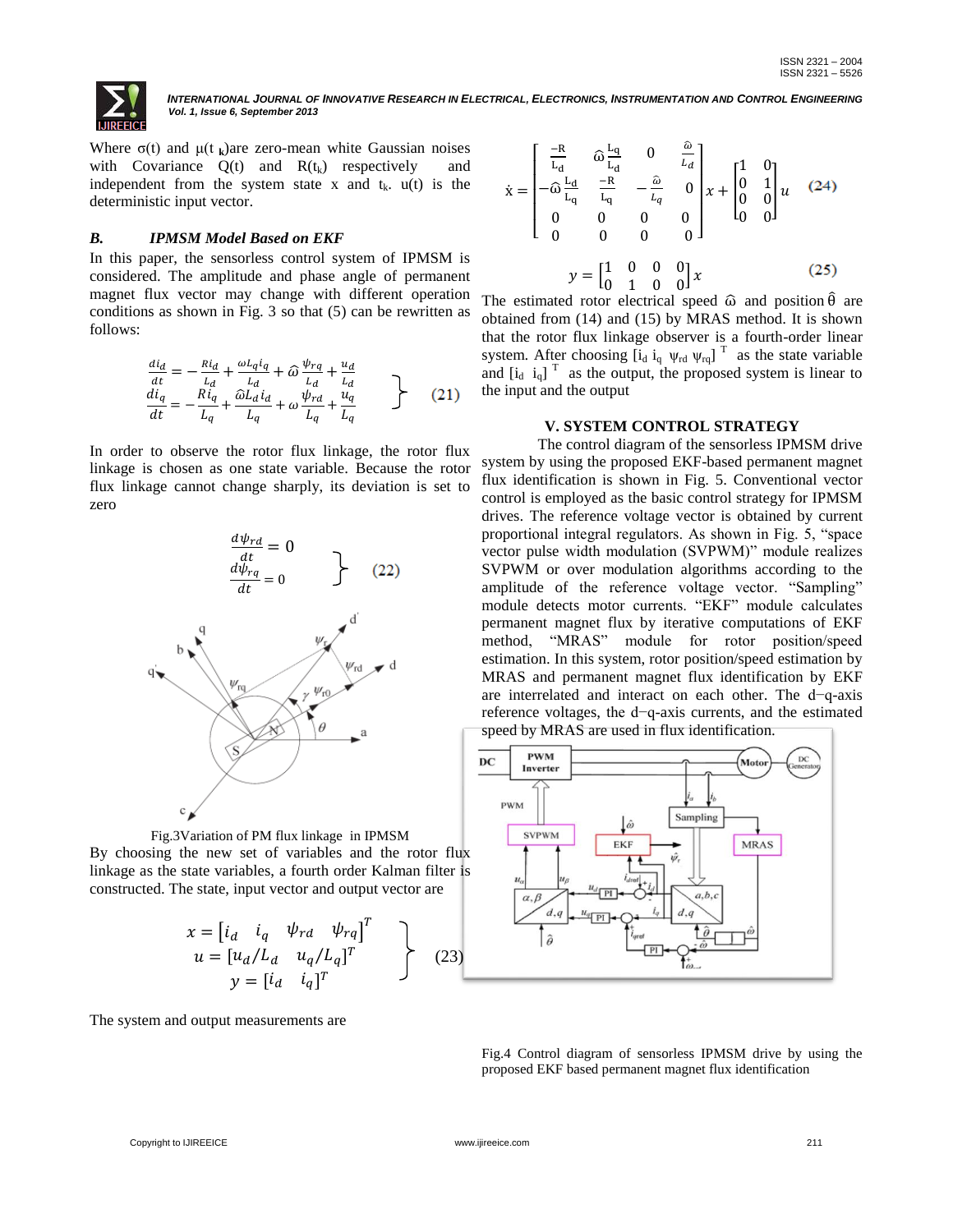Where σ(t) and μ($t_k$) are zero-mean white Gaussian noises with Covariance Q(t) and R($t_k$) respectively and independent from the system state x and $t_k$. u(t) is the deterministic input vector.

### *B. IPMSM Model Based on EKF*

In this paper, the sensorless control system of IPMSM is considered. The amplitude and phase angle of permanent magnet flux vector may change with different operation conditions as shown in Fig. 3 so that (5) can be rewritten as follows:

$$\left.\begin{aligned}\frac{di_d}{dt} &= -\frac{Ri_d}{L_d} + \frac{\omega L_q i_q}{L_d} + \hat{\omega}\frac{\psi_{rq}}{L_d} + \frac{u_d}{L_d}\\ \frac{di_q}{dt} &= -\frac{Ri_q}{L_q} + \frac{\hat{\omega}L_d i_d}{L_q} + \omega\frac{\psi_{rd}}{L_q} + \frac{u_q}{L_q}\end{aligned}\right\} \quad (21)$$

In order to observe the rotor flux linkage, the rotor flux linkage is chosen as one state variable. Because the rotor flux linkage cannot change sharply, its deviation is set to zero

$$\left.\begin{aligned}\frac{d\psi_{rd}}{dt} &= 0\\ \frac{d\psi_{rq}}{dt} &= 0\end{aligned}\right\} \quad (22)$$

Fig.3Variation of PM flux linkage in IPMSM

By choosing the new set of variables and the rotor flux linkage as the state variables, a fourth order Kalman filter is constructed. The state, input vector and output vector are

$$\left.\begin{aligned}x &= [i_d \quad i_q \quad \psi_{rd} \quad \psi_{rq}]^T\\ u &= [u_d/L_d \quad u_q/L_q]^T\\ y &= [i_d \quad i_q]^T\end{aligned}\right\} \quad (23)$$

The system and output measurements are

$$\dot{x} = \begin{bmatrix} \frac{-R}{L_d} & \hat{\omega}\frac{L_q}{L_d} & 0 & \frac{\hat{\omega}}{L_d} \\ -\hat{\omega}\frac{L_d}{L_q} & \frac{-R}{L_q} & -\frac{\hat{\omega}}{L_q} & 0 \\ 0 & 0 & 0 & 0 \\ 0 & 0 & 0 & 0 \end{bmatrix} x + \begin{bmatrix} 1 & 0 \\ 0 & 1 \\ 0 & 0 \\ 0 & 0 \end{bmatrix} u \quad (24)$$

$$y = \begin{bmatrix} 1 & 0 & 0 & 0 \\ 0 & 1 & 0 & 0 \end{bmatrix} x \quad (25)$$

The estimated rotor electrical speed $\hat{\omega}$ and position $\hat{\theta}$ are obtained from (14) and (15) by MRAS method. It is shown that the rotor flux linkage observer is a fourth-order linear system. After choosing $[i_d \ i_q \ \psi_{rd} \ \psi_{rq}]^T$ as the state variable and $[i_d \ i_q]^T$ as the output, the proposed system is linear to the input and the output

## V. SYSTEM CONTROL STRATEGY

The control diagram of the sensorless IPMSM drive system by using the proposed EKF-based permanent magnet flux identification is shown in Fig. 5. Conventional vector control is employed as the basic control strategy for IPMSM drives. The reference voltage vector is obtained by current proportional integral regulators. As shown in Fig. 5, "space vector pulse width modulation (SVPWM)" module realizes SVPWM or over modulation algorithms according to the amplitude of the reference voltage vector. "Sampling" module detects motor currents. "EKF" module calculates permanent magnet flux by iterative computations of EKF method, "MRAS" module for rotor position/speed estimation. In this system, rotor position/speed estimation by MRAS and permanent magnet flux identification by EKF are interrelated and interact on each other. The d−q-axis reference voltages, the d−q-axis currents, and the estimated speed by MRAS are used in flux identification.

Fig.4 Control diagram of sensorless IPMSM drive by using the proposed EKF based permanent magnet flux identification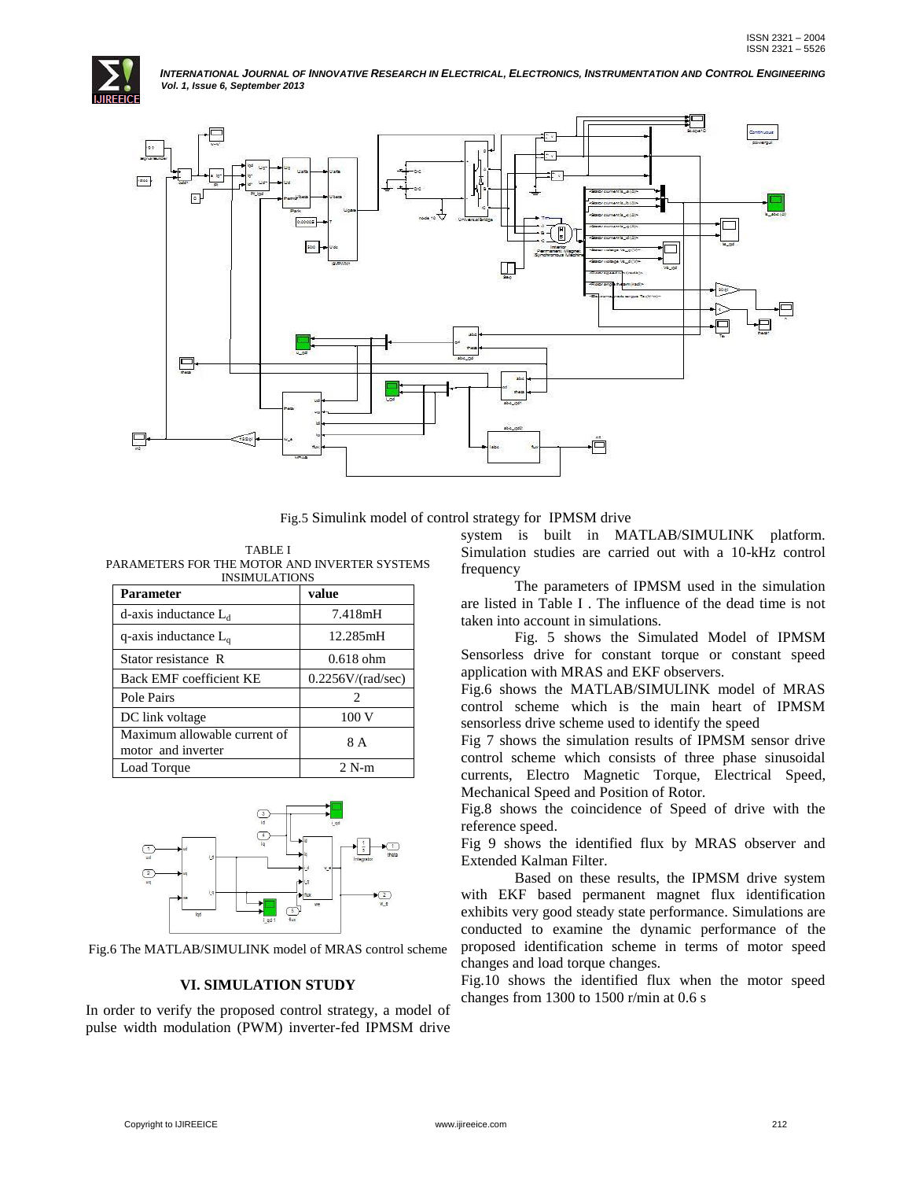Fig.5 Simulink model of control strategy for IPMSM drive

TABLE I
PARAMETERS FOR THE MOTOR AND INVERTER SYSTEMS INSIMULATIONS

| Parameter | value |
| --- | --- |
| d-axis inductance $L_d$ | 7.418mH |
| q-axis inductance $L_q$ | 12.285mH |
| Stator resistance R | 0.618 ohm |
| Back EMF coefficient KE | 0.2256V/(rad/sec) |
| Pole Pairs | 2 |
| DC link voltage | 100 V |
| Maximum allowable current of motor and inverter | 8 A |
| Load Torque | 2 N-m |

Fig.6 The MATLAB/SIMULINK model of MRAS control scheme

## VI. SIMULATION STUDY

In order to verify the proposed control strategy, a model of pulse width modulation (PWM) inverter-fed IPMSM drive system is built in MATLAB/SIMULINK platform. Simulation studies are carried out with a 10-kHz control frequency

The parameters of IPMSM used in the simulation are listed in Table I . The influence of the dead time is not taken into account in simulations.

Fig. 5 shows the Simulated Model of IPMSM Sensorless drive for constant torque or constant speed application with MRAS and EKF observers.

Fig.6 shows the MATLAB/SIMULINK model of MRAS control scheme which is the main heart of IPMSM sensorless drive scheme used to identify the speed

Fig 7 shows the simulation results of IPMSM sensor drive control scheme which consists of three phase sinusoidal currents, Electro Magnetic Torque, Electrical Speed, Mechanical Speed and Position of Rotor.

Fig.8 shows the coincidence of Speed of drive with the reference speed.

Fig 9 shows the identified flux by MRAS observer and Extended Kalman Filter.

Based on these results, the IPMSM drive system with EKF based permanent magnet flux identification exhibits very good steady state performance. Simulations are conducted to examine the dynamic performance of the proposed identification scheme in terms of motor speed changes and load torque changes.

Fig.10 shows the identified flux when the motor speed changes from 1300 to 1500 r/min at 0.6 s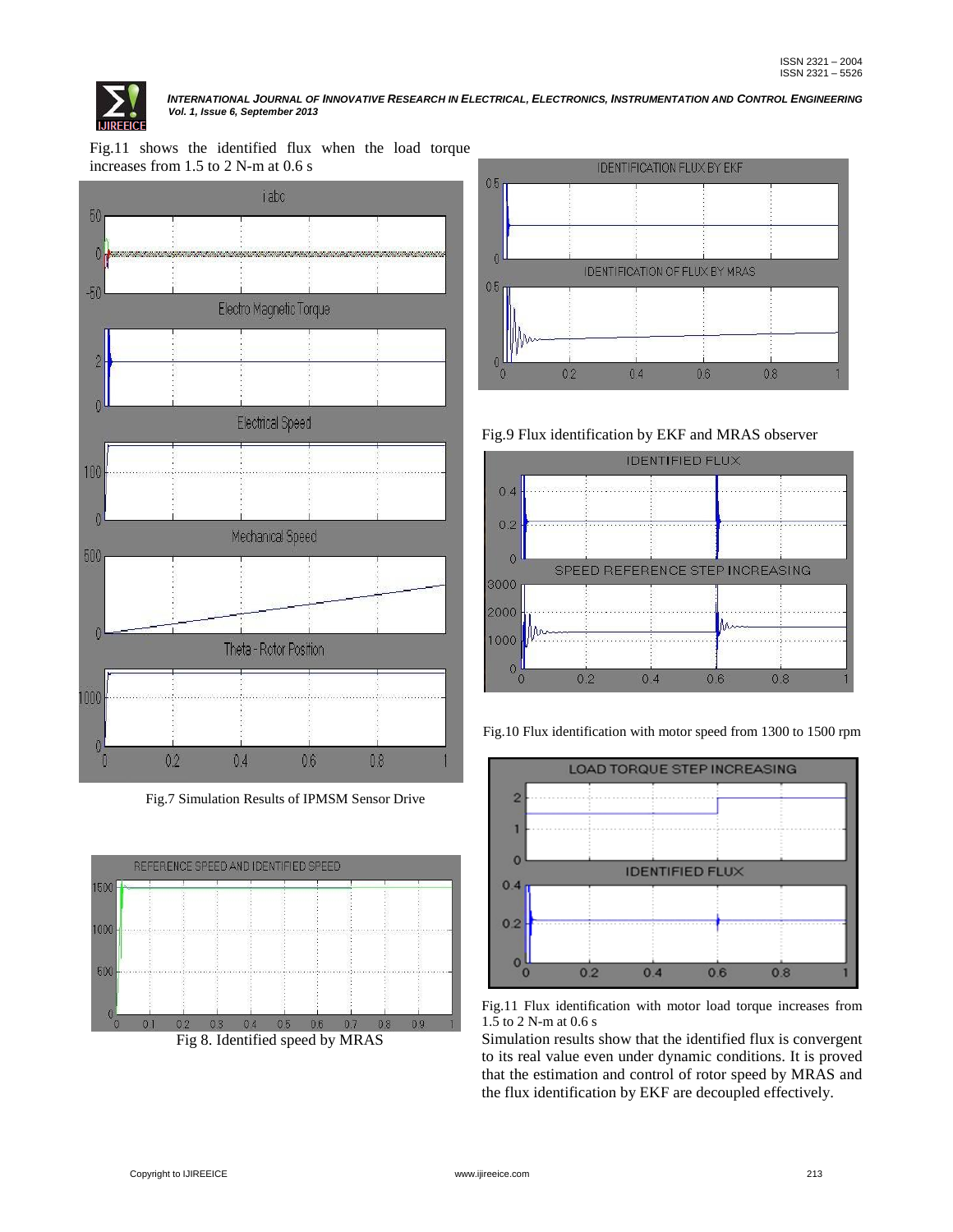Fig.11 shows the identified flux when the load torque increases from 1.5 to 2 N-m at 0.6 s

Fig.7 Simulation Results of IPMSM Sensor Drive

Fig 8. Identified speed by MRAS

Fig.9 Flux identification by EKF and MRAS observer

Fig.10 Flux identification with motor speed from 1300 to 1500 rpm

Fig.11 Flux identification with motor load torque increases from 1.5 to 2 N-m at 0.6 s

Simulation results show that the identified flux is convergent to its real value even under dynamic conditions. It is proved that the estimation and control of rotor speed by MRAS and the flux identification by EKF are decoupled effectively.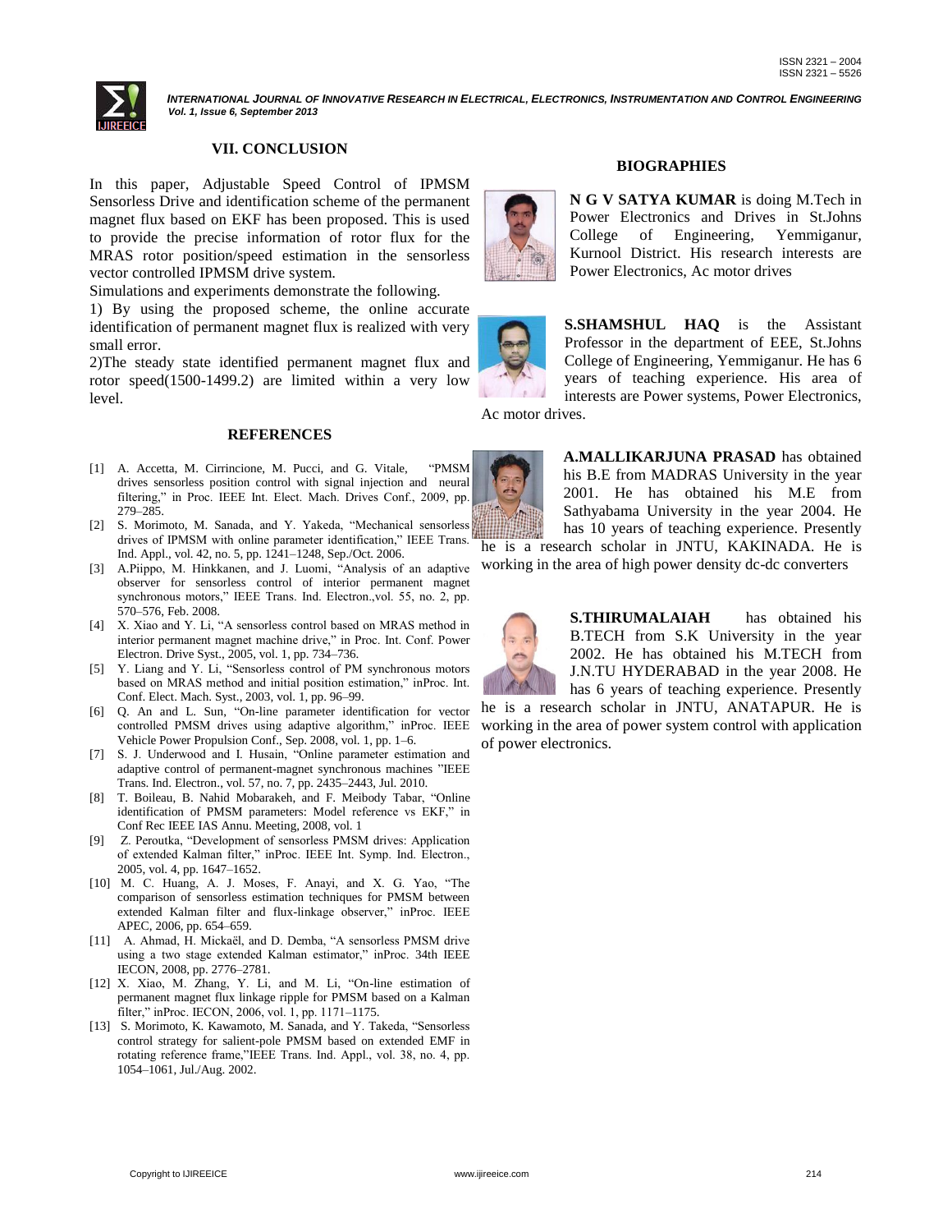## VII. CONCLUSION

In this paper, Adjustable Speed Control of IPMSM Sensorless Drive and identification scheme of the permanent magnet flux based on EKF has been proposed. This is used to provide the precise information of rotor flux for the MRAS rotor position/speed estimation in the sensorless vector controlled IPMSM drive system.

Simulations and experiments demonstrate the following.

1) By using the proposed scheme, the online accurate identification of permanent magnet flux is realized with very small error.

2)The steady state identified permanent magnet flux and rotor speed(1500-1499.2) are limited within a very low level.

## REFERENCES

[1] A. Accetta, M. Cirrincione, M. Pucci, and G. Vitale, "PMSM drives sensorless position control with signal injection and neural filtering," in Proc. IEEE Int. Elect. Mach. Drives Conf., 2009, pp. 279–285.

[2] S. Morimoto, M. Sanada, and Y. Yakeda, "Mechanical sensorless drives of IPMSM with online parameter identification," IEEE Trans. Ind. Appl., vol. 42, no. 5, pp. 1241–1248, Sep./Oct. 2006.

[3] A.Piippo, M. Hinkkanen, and J. Luomi, "Analysis of an adaptive observer for sensorless control of interior permanent magnet synchronous motors," IEEE Trans. Ind. Electron.,vol. 55, no. 2, pp. 570–576, Feb. 2008.

[4] X. Xiao and Y. Li, "A sensorless control based on MRAS method in interior permanent magnet machine drive," in Proc. Int. Conf. Power Electron. Drive Syst., 2005, vol. 1, pp. 734–736.

[5] Y. Liang and Y. Li, "Sensorless control of PM synchronous motors based on MRAS method and initial position estimation," inProc. Int. Conf. Elect. Mach. Syst., 2003, vol. 1, pp. 96–99.

[6] Q. An and L. Sun, "On-line parameter identification for vector controlled PMSM drives using adaptive algorithm," inProc. IEEE Vehicle Power Propulsion Conf., Sep. 2008, vol. 1, pp. 1–6.

[7] S. J. Underwood and I. Husain, "Online parameter estimation and adaptive control of permanent-magnet synchronous machines "IEEE Trans. Ind. Electron., vol. 57, no. 7, pp. 2435–2443, Jul. 2010.

[8] T. Boileau, B. Nahid Mobarakeh, and F. Meibody Tabar, "Online identification of PMSM parameters: Model reference vs EKF," in Conf Rec IEEE IAS Annu. Meeting, 2008, vol. 1

[9] Z. Peroutka, "Development of sensorless PMSM drives: Application of extended Kalman filter," inProc. IEEE Int. Symp. Ind. Electron., 2005, vol. 4, pp. 1647–1652.

[10] M. C. Huang, A. J. Moses, F. Anayi, and X. G. Yao, "The comparison of sensorless estimation techniques for PMSM between extended Kalman filter and flux-linkage observer," inProc. IEEE APEC, 2006, pp. 654–659.

[11] A. Ahmad, H. Mickaël, and D. Demba, "A sensorless PMSM drive using a two stage extended Kalman estimator," inProc. 34th IEEE IECON, 2008, pp. 2776–2781.

[12] X. Xiao, M. Zhang, Y. Li, and M. Li, "On-line estimation of permanent magnet flux linkage ripple for PMSM based on a Kalman filter," inProc. IECON, 2006, vol. 1, pp. 1171–1175.

[13] S. Morimoto, K. Kawamoto, M. Sanada, and Y. Takeda, "Sensorless control strategy for salient-pole PMSM based on extended EMF in rotating reference frame,"IEEE Trans. Ind. Appl., vol. 38, no. 4, pp. 1054–1061, Jul./Aug. 2002.

## BIOGRAPHIES

**N G V SATYA KUMAR** is doing M.Tech in Power Electronics and Drives in St.Johns College of Engineering, Yemmiganur, Kurnool District. His research interests are Power Electronics, Ac motor drives

**S.SHAMSHUL HAQ** is the Assistant Professor in the department of EEE, St.Johns College of Engineering, Yemmiganur. He has 6 years of teaching experience. His area of interests are Power systems, Power Electronics, Ac motor drives.

**A.MALLIKARJUNA PRASAD** has obtained his B.E from MADRAS University in the year 2001. He has obtained his M.E from Sathyabama University in the year 2004. He has 10 years of teaching experience. Presently he is a research scholar in JNTU, KAKINADA. He is working in the area of high power density dc-dc converters

**S.THIRUMALAIAH** has obtained his B.TECH from S.K University in the year 2002. He has obtained his M.TECH from J.N.TU HYDERABAD in the year 2008. He has 6 years of teaching experience. Presently he is a research scholar in JNTU, ANATAPUR. He is working in the area of power system control with application of power electronics.